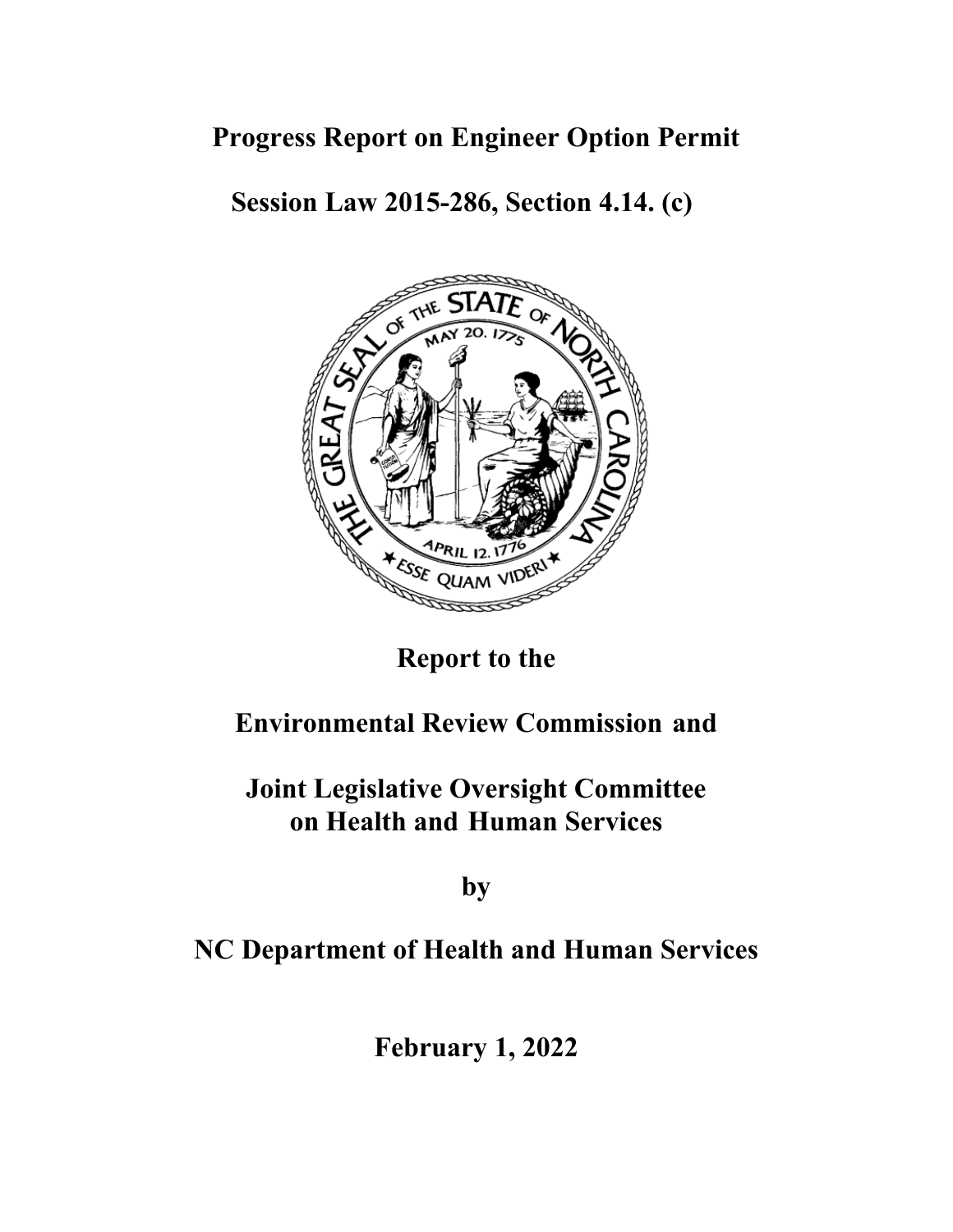# Progress Report on Engineer Option Permit

## Session Law 2015-286, Section 4.14. (c)

**Report to the**

**Environmental Review Commission and**

**Joint Legislative Oversight Committee on Health and Human Services**

**by**

**NC Department of Health and Human Services**

**February 1, 2022**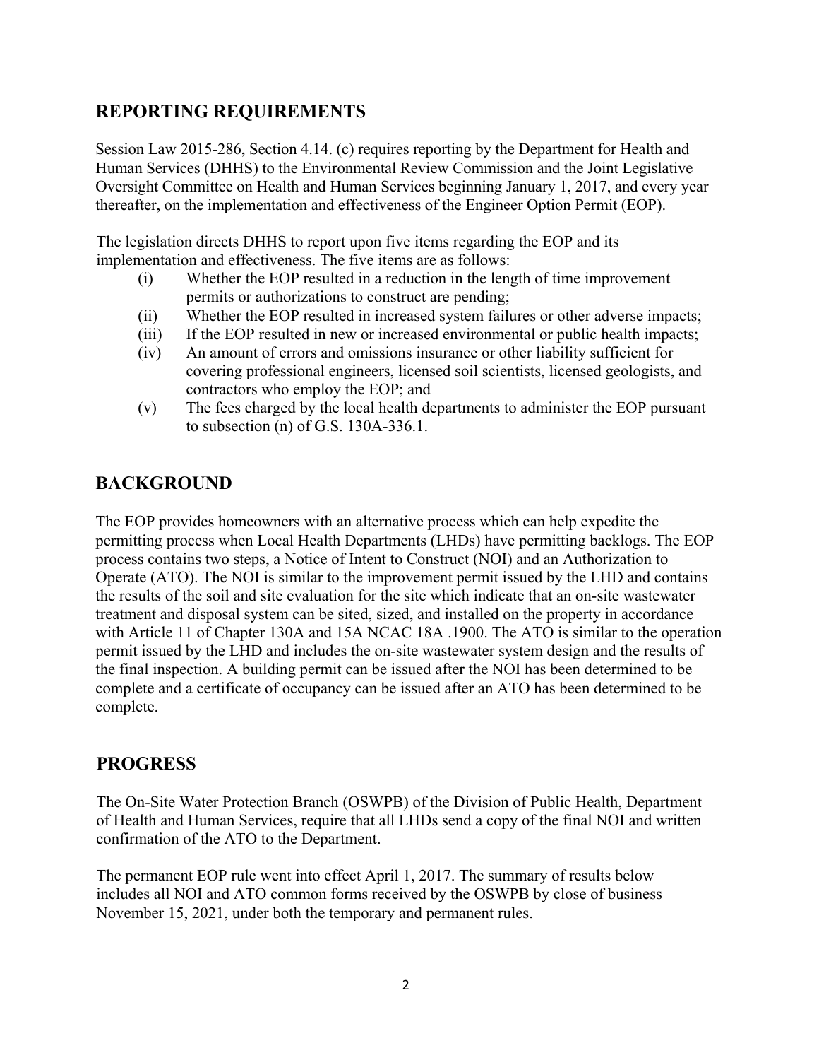## REPORTING REQUIREMENTS

Session Law 2015-286, Section 4.14. (c) requires reporting by the Department for Health and Human Services (DHHS) to the Environmental Review Commission and the Joint Legislative Oversight Committee on Health and Human Services beginning January 1, 2017, and every year thereafter, on the implementation and effectiveness of the Engineer Option Permit (EOP).

The legislation directs DHHS to report upon five items regarding the EOP and its implementation and effectiveness. The five items are as follows:

(i) Whether the EOP resulted in a reduction in the length of time improvement permits or authorizations to construct are pending;

(ii) Whether the EOP resulted in increased system failures or other adverse impacts;

(iii) If the EOP resulted in new or increased environmental or public health impacts;

(iv) An amount of errors and omissions insurance or other liability sufficient for covering professional engineers, licensed soil scientists, licensed geologists, and contractors who employ the EOP; and

(v) The fees charged by the local health departments to administer the EOP pursuant to subsection (n) of G.S. 130A-336.1.

## BACKGROUND

The EOP provides homeowners with an alternative process which can help expedite the permitting process when Local Health Departments (LHDs) have permitting backlogs. The EOP process contains two steps, a Notice of Intent to Construct (NOI) and an Authorization to Operate (ATO). The NOI is similar to the improvement permit issued by the LHD and contains the results of the soil and site evaluation for the site which indicate that an on-site wastewater treatment and disposal system can be sited, sized, and installed on the property in accordance with Article 11 of Chapter 130A and 15A NCAC 18A .1900. The ATO is similar to the operation permit issued by the LHD and includes the on-site wastewater system design and the results of the final inspection. A building permit can be issued after the NOI has been determined to be complete and a certificate of occupancy can be issued after an ATO has been determined to be complete.

## PROGRESS

The On-Site Water Protection Branch (OSWPB) of the Division of Public Health, Department of Health and Human Services, require that all LHDs send a copy of the final NOI and written confirmation of the ATO to the Department.

The permanent EOP rule went into effect April 1, 2017. The summary of results below includes all NOI and ATO common forms received by the OSWPB by close of business November 15, 2021, under both the temporary and permanent rules.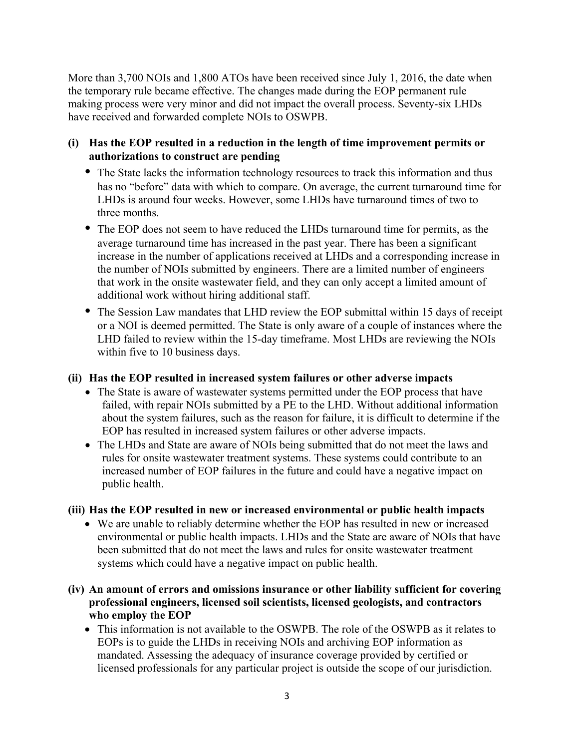More than 3,700 NOIs and 1,800 ATOs have been received since July 1, 2016, the date when the temporary rule became effective. The changes made during the EOP permanent rule making process were very minor and did not impact the overall process. Seventy-six LHDs have received and forwarded complete NOIs to OSWPB.

**(i) Has the EOP resulted in a reduction in the length of time improvement permits or authorizations to construct are pending**

- The State lacks the information technology resources to track this information and thus has no "before" data with which to compare. On average, the current turnaround time for LHDs is around four weeks. However, some LHDs have turnaround times of two to three months.
- The EOP does not seem to have reduced the LHDs turnaround time for permits, as the average turnaround time has increased in the past year. There has been a significant increase in the number of applications received at LHDs and a corresponding increase in the number of NOIs submitted by engineers. There are a limited number of engineers that work in the onsite wastewater field, and they can only accept a limited amount of additional work without hiring additional staff.
- The Session Law mandates that LHD review the EOP submittal within 15 days of receipt or a NOI is deemed permitted. The State is only aware of a couple of instances where the LHD failed to review within the 15-day timeframe. Most LHDs are reviewing the NOIs within five to 10 business days.

**(ii) Has the EOP resulted in increased system failures or other adverse impacts**

- The State is aware of wastewater systems permitted under the EOP process that have failed, with repair NOIs submitted by a PE to the LHD. Without additional information about the system failures, such as the reason for failure, it is difficult to determine if the EOP has resulted in increased system failures or other adverse impacts.
- The LHDs and State are aware of NOIs being submitted that do not meet the laws and rules for onsite wastewater treatment systems. These systems could contribute to an increased number of EOP failures in the future and could have a negative impact on public health.

**(iii) Has the EOP resulted in new or increased environmental or public health impacts**

- We are unable to reliably determine whether the EOP has resulted in new or increased environmental or public health impacts. LHDs and the State are aware of NOIs that have been submitted that do not meet the laws and rules for onsite wastewater treatment systems which could have a negative impact on public health.

**(iv) An amount of errors and omissions insurance or other liability sufficient for covering professional engineers, licensed soil scientists, licensed geologists, and contractors who employ the EOP**

- This information is not available to the OSWPB. The role of the OSWPB as it relates to EOPs is to guide the LHDs in receiving NOIs and archiving EOP information as mandated. Assessing the adequacy of insurance coverage provided by certified or licensed professionals for any particular project is outside the scope of our jurisdiction.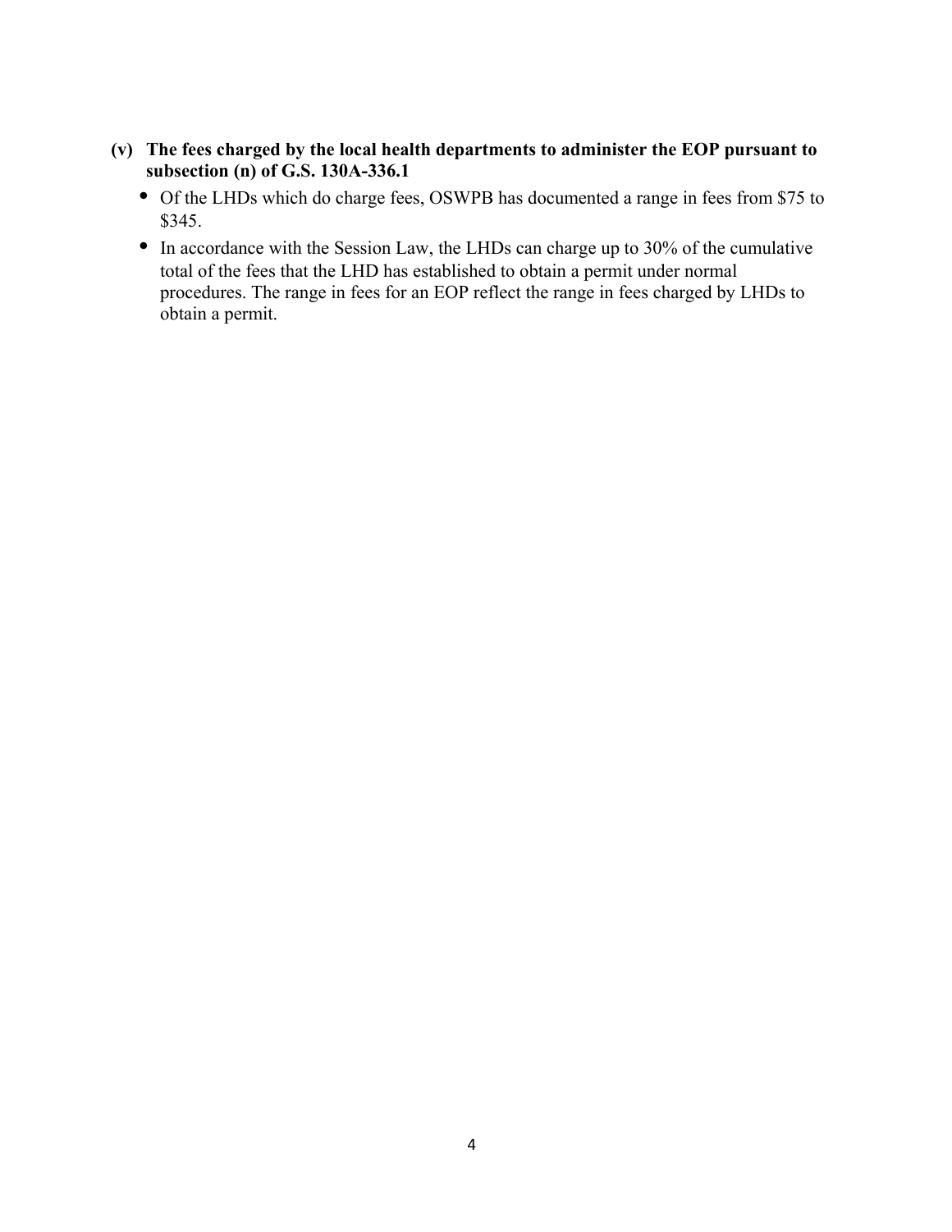**(v) The fees charged by the local health departments to administer the EOP pursuant to subsection (n) of G.S. 130A-336.1**

- Of the LHDs which do charge fees, OSWPB has documented a range in fees from $75 to $345.
- In accordance with the Session Law, the LHDs can charge up to 30% of the cumulative total of the fees that the LHD has established to obtain a permit under normal procedures. The range in fees for an EOP reflect the range in fees charged by LHDs to obtain a permit.